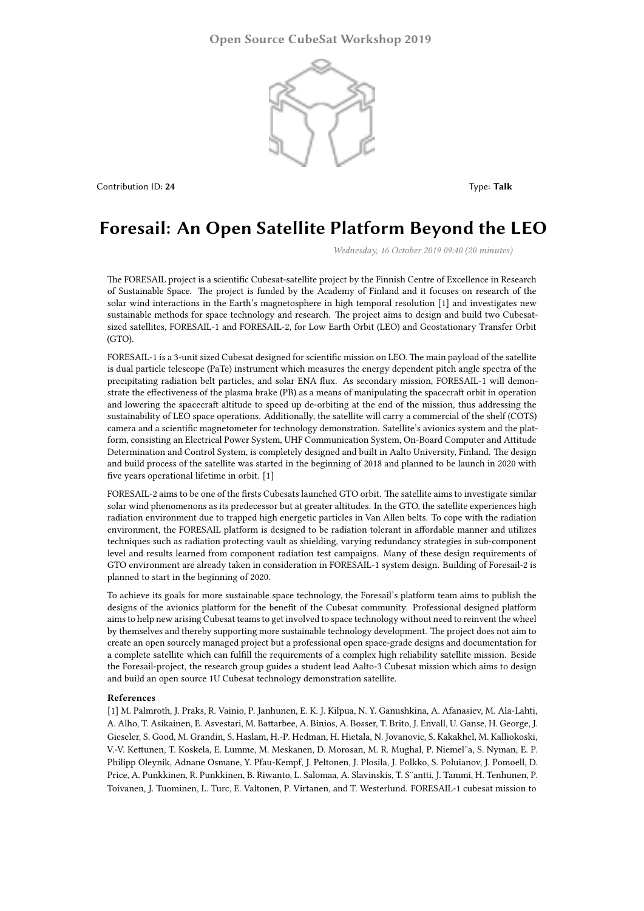Open Source CubeSat Workshop 2019

Contribution ID: **24** Type: **Talk**

# Foresail: An Open Satellite Platform Beyond the LEO

*Wednesday, 16 October 2019 09:40 (20 minutes)*

The FORESAIL project is a scientific Cubesat-satellite project by the Finnish Centre of Excellence in Research of Sustainable Space. The project is funded by the Academy of Finland and it focuses on research of the solar wind interactions in the Earth's magnetosphere in high temporal resolution [1] and investigates new sustainable methods for space technology and research. The project aims to design and build two Cubesat-sized satellites, FORESAIL-1 and FORESAIL-2, for Low Earth Orbit (LEO) and Geostationary Transfer Orbit (GTO).

FORESAIL-1 is a 3-unit sized Cubesat designed for scientific mission on LEO. The main payload of the satellite is dual particle telescope (PaTe) instrument which measures the energy dependent pitch angle spectra of the precipitating radiation belt particles, and solar ENA flux. As secondary mission, FORESAIL-1 will demonstrate the effectiveness of the plasma brake (PB) as a means of manipulating the spacecraft orbit in operation and lowering the spacecraft altitude to speed up de-orbiting at the end of the mission, thus addressing the sustainability of LEO space operations. Additionally, the satellite will carry a commercial of the shelf (COTS) camera and a scientific magnetometer for technology demonstration. Satellite's avionics system and the platform, consisting an Electrical Power System, UHF Communication System, On-Board Computer and Attitude Determination and Control System, is completely designed and built in Aalto University, Finland. The design and build process of the satellite was started in the beginning of 2018 and planned to be launch in 2020 with five years operational lifetime in orbit. [1]

FORESAIL-2 aims to be one of the firsts Cubesats launched GTO orbit. The satellite aims to investigate similar solar wind phenomenons as its predecessor but at greater altitudes. In the GTO, the satellite experiences high radiation environment due to trapped high energetic particles in Van Allen belts. To cope with the radiation environment, the FORESAIL platform is designed to be radiation tolerant in affordable manner and utilizes techniques such as radiation protecting vault as shielding, varying redundancy strategies in sub-component level and results learned from component radiation test campaigns. Many of these design requirements of GTO environment are already taken in consideration in FORESAIL-1 system design. Building of Foresail-2 is planned to start in the beginning of 2020.

To achieve its goals for more sustainable space technology, the Foresail's platform team aims to publish the designs of the avionics platform for the benefit of the Cubesat community. Professional designed platform aims to help new arising Cubesat teams to get involved to space technology without need to reinvent the wheel by themselves and thereby supporting more sustainable technology development. The project does not aim to create an open sourcely managed project but a professional open space-grade designs and documentation for a complete satellite which can fulfill the requirements of a complex high reliability satellite mission. Beside the Foresail-project, the research group guides a student lead Aalto-3 Cubesat mission which aims to design and build an open source 1U Cubesat technology demonstration satellite.

**References**

[1] M. Palmroth, J. Praks, R. Vainio, P. Janhunen, E. K. J. Kilpua, N. Y. Ganushkina, A. Afanasiev, M. Ala-Lahti, A. Alho, T. Asikainen, E. Asvestari, M. Battarbee, A. Binios, A. Bosser, T. Brito, J. Envall, U. Ganse, H. George, J. Gieseler, S. Good, M. Grandin, S. Haslam, H.-P. Hedman, H. Hietala, N. Jovanovic, S. Kakakhel, M. Kalliokoski, V.-V. Kettunen, T. Koskela, E. Lumme, M. Meskanen, D. Morosan, M. R. Mughal, P. Niemel¨a, S. Nyman, E. P. Philipp Oleynik, Adnane Osmane, Y. Pfau-Kempf, J. Peltonen, J. Plosila, J. Polkko, S. Poluianov, J. Pomoell, D. Price, A. Punkkinen, R. Punkkinen, B. Riwanto, L. Salomaa, A. Slavinskis, T. S¨antti, J. Tammi, H. Tenhunen, P. Toivanen, J. Tuominen, L. Turc, E. Valtonen, P. Virtanen, and T. Westerlund. FORESAIL-1 cubesat mission to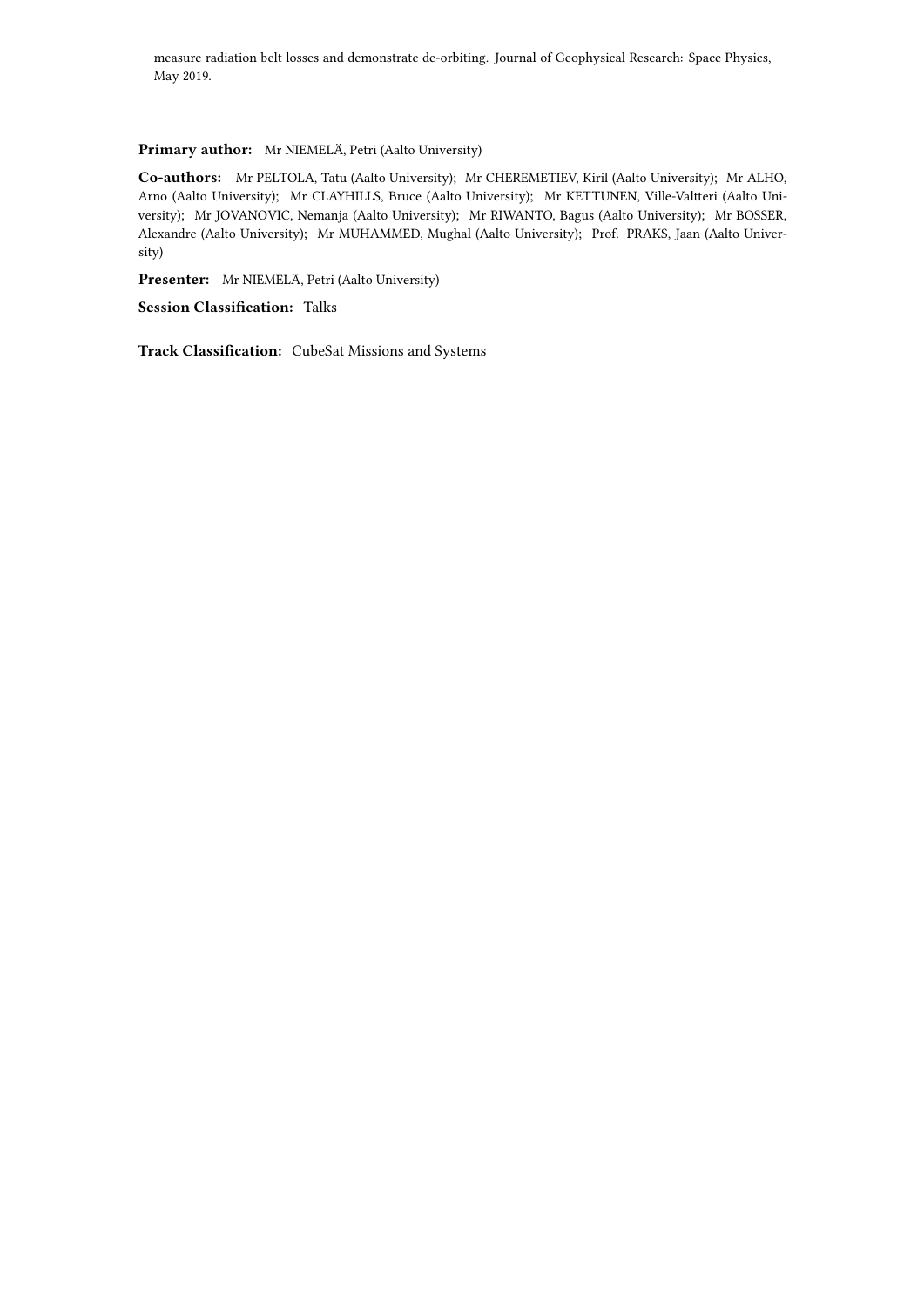measure radiation belt losses and demonstrate de-orbiting. Journal of Geophysical Research: Space Physics, May 2019.

**Primary author:** Mr NIEMELÄ, Petri (Aalto University)

**Co-authors:** Mr PELTOLA, Tatu (Aalto University); Mr CHEREMETIEV, Kiril (Aalto University); Mr ALHO, Arno (Aalto University); Mr CLAYHILLS, Bruce (Aalto University); Mr KETTUNEN, Ville-Valtteri (Aalto University); Mr JOVANOVIC, Nemanja (Aalto University); Mr RIWANTO, Bagus (Aalto University); Mr BOSSER, Alexandre (Aalto University); Mr MUHAMMED, Mughal (Aalto University); Prof. PRAKS, Jaan (Aalto University)

**Presenter:** Mr NIEMELÄ, Petri (Aalto University)

**Session Classification:** Talks

**Track Classification:** CubeSat Missions and Systems